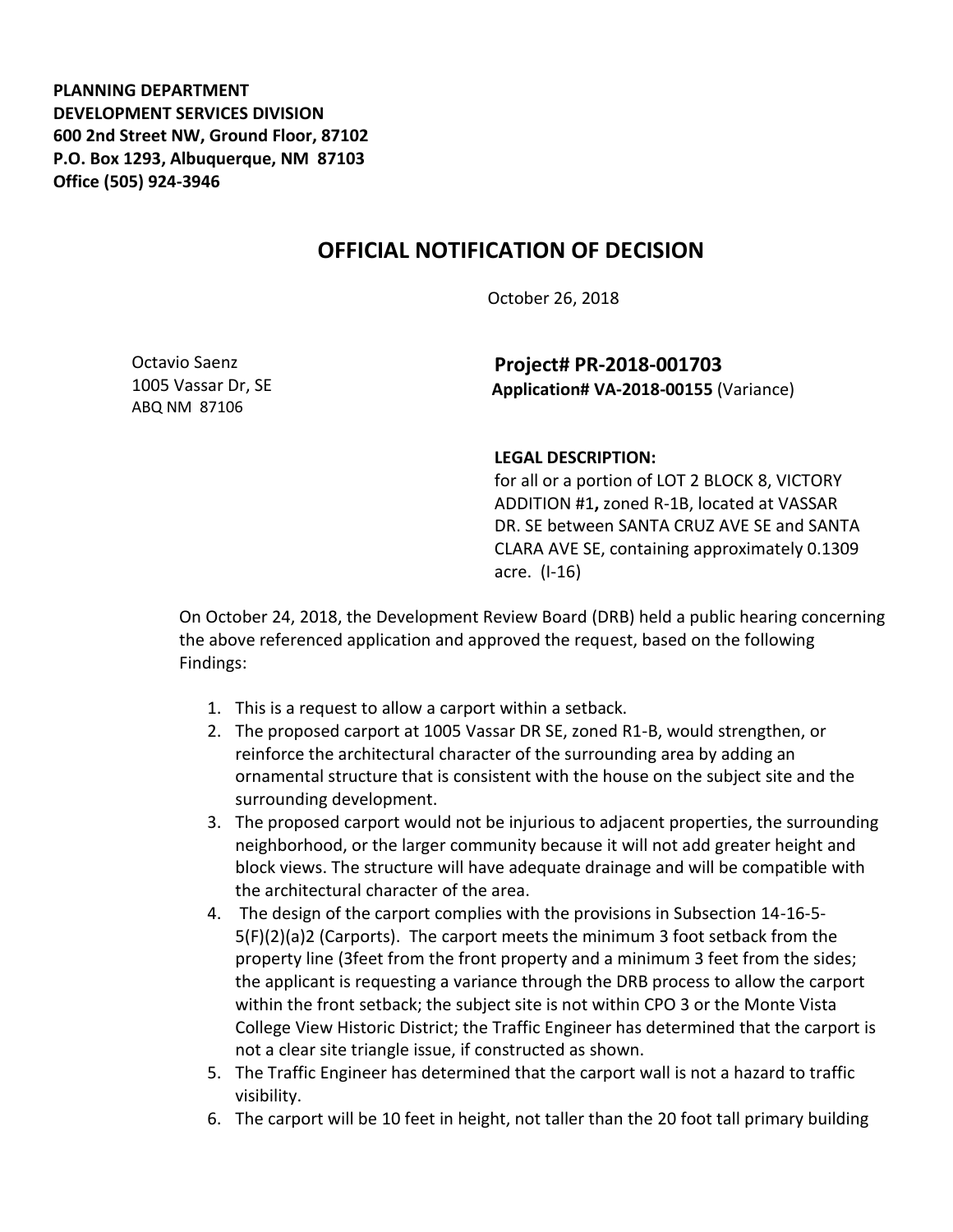**PLANNING DEPARTMENT**
**DEVELOPMENT SERVICES DIVISION**
**600 2nd Street NW, Ground Floor, 87102**
**P.O. Box 1293, Albuquerque, NM 87103**
**Office (505) 924-3946**

# OFFICIAL NOTIFICATION OF DECISION

October 26, 2018

Octavio Saenz
1005 Vassar Dr, SE
ABQ NM 87106

**Project# PR-2018-001703**
**Application# VA-2018-00155** (Variance)

**LEGAL DESCRIPTION:**
for all or a portion of LOT 2 BLOCK 8, VICTORY ADDITION #1**,** zoned R-1B, located at VASSAR DR. SE between SANTA CRUZ AVE SE and SANTA CLARA AVE SE, containing approximately 0.1309 acre. (I-16)

On October 24, 2018, the Development Review Board (DRB) held a public hearing concerning the above referenced application and approved the request, based on the following Findings:

1. This is a request to allow a carport within a setback.
2. The proposed carport at 1005 Vassar DR SE, zoned R1-B, would strengthen, or reinforce the architectural character of the surrounding area by adding an ornamental structure that is consistent with the house on the subject site and the surrounding development.
3. The proposed carport would not be injurious to adjacent properties, the surrounding neighborhood, or the larger community because it will not add greater height and block views. The structure will have adequate drainage and will be compatible with the architectural character of the area.
4. The design of the carport complies with the provisions in Subsection 14-16-5-5(F)(2)(a)2 (Carports). The carport meets the minimum 3 foot setback from the property line (3feet from the front property and a minimum 3 feet from the sides; the applicant is requesting a variance through the DRB process to allow the carport within the front setback; the subject site is not within CPO 3 or the Monte Vista College View Historic District; the Traffic Engineer has determined that the carport is not a clear site triangle issue, if constructed as shown.
5. The Traffic Engineer has determined that the carport wall is not a hazard to traffic visibility.
6. The carport will be 10 feet in height, not taller than the 20 foot tall primary building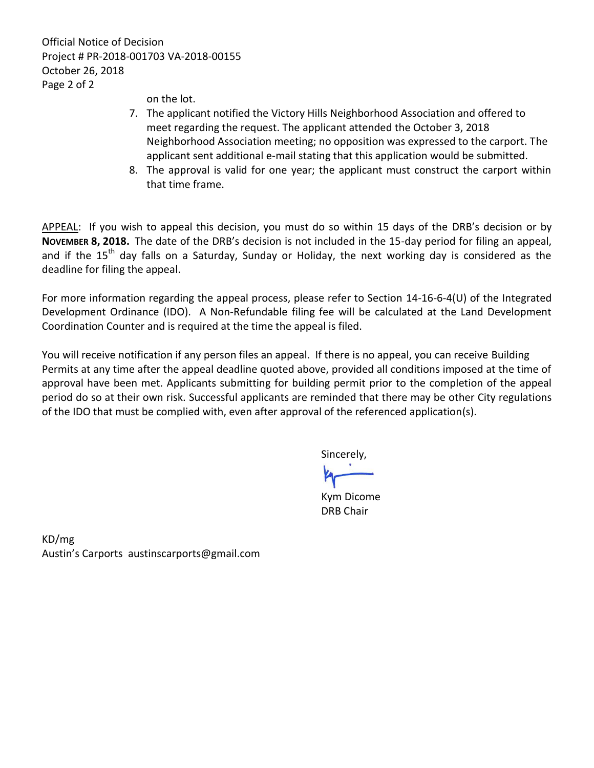on the lot.

7. The applicant notified the Victory Hills Neighborhood Association and offered to meet regarding the request. The applicant attended the October 3, 2018 Neighborhood Association meeting; no opposition was expressed to the carport. The applicant sent additional e-mail stating that this application would be submitted.
8. The approval is valid for one year; the applicant must construct the carport within that time frame.

APPEAL: If you wish to appeal this decision, you must do so within 15 days of the DRB's decision or by **NOVEMBER 8, 2018.** The date of the DRB's decision is not included in the 15-day period for filing an appeal, and if the 15th day falls on a Saturday, Sunday or Holiday, the next working day is considered as the deadline for filing the appeal.

For more information regarding the appeal process, please refer to Section 14-16-6-4(U) of the Integrated Development Ordinance (IDO). A Non-Refundable filing fee will be calculated at the Land Development Coordination Counter and is required at the time the appeal is filed.

You will receive notification if any person files an appeal. If there is no appeal, you can receive Building Permits at any time after the appeal deadline quoted above, provided all conditions imposed at the time of approval have been met. Applicants submitting for building permit prior to the completion of the appeal period do so at their own risk. Successful applicants are reminded that there may be other City regulations of the IDO that must be complied with, even after approval of the referenced application(s).

Sincerely,

Kym Dicome
DRB Chair

KD/mg
Austin's Carports austinscarports@gmail.com